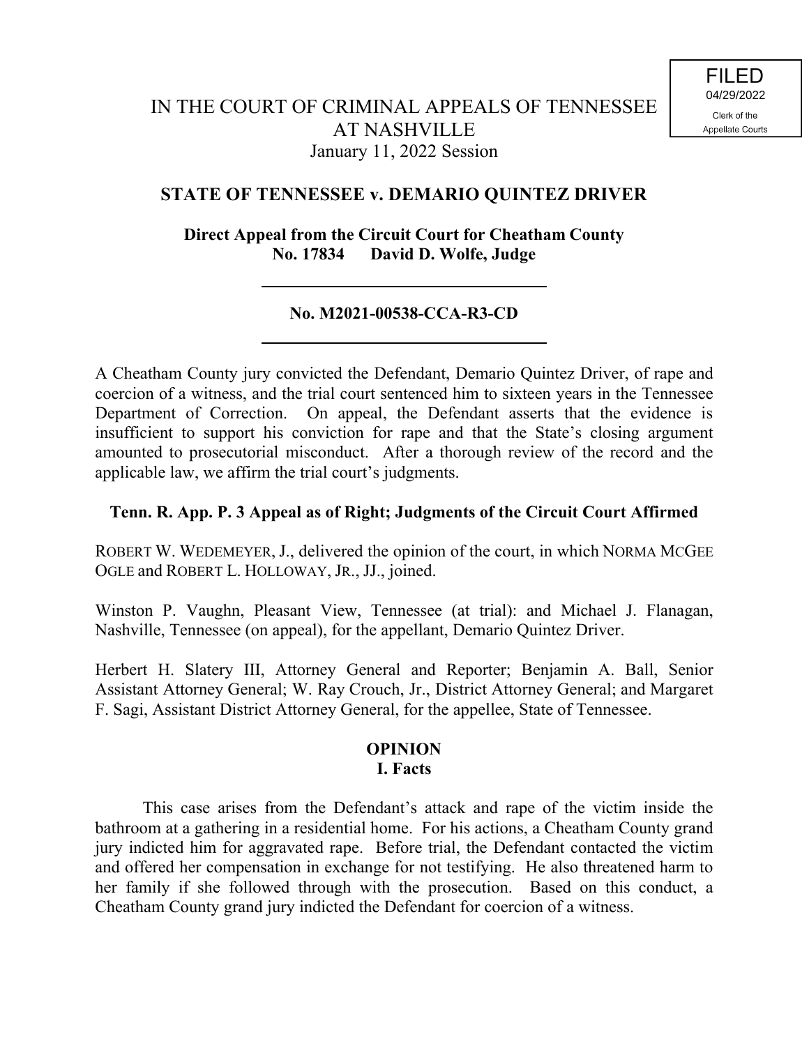FILED
04/29/2022
Clerk of the
Appellate Courts

# IN THE COURT OF CRIMINAL APPEALS OF TENNESSEE AT NASHVILLE

January 11, 2022 Session

## STATE OF TENNESSEE v. DEMARIO QUINTEZ DRIVER

**Direct Appeal from the Circuit Court for Cheatham County**
**No. 17834 David D. Wolfe, Judge**

---

**No. M2021-00538-CCA-R3-CD**

---

A Cheatham County jury convicted the Defendant, Demario Quintez Driver, of rape and coercion of a witness, and the trial court sentenced him to sixteen years in the Tennessee Department of Correction. On appeal, the Defendant asserts that the evidence is insufficient to support his conviction for rape and that the State's closing argument amounted to prosecutorial misconduct. After a thorough review of the record and the applicable law, we affirm the trial court's judgments.

**Tenn. R. App. P. 3 Appeal as of Right; Judgments of the Circuit Court Affirmed**

ROBERT W. WEDEMEYER, J., delivered the opinion of the court, in which NORMA MCGEE OGLE and ROBERT L. HOLLOWAY, JR., JJ., joined.

Winston P. Vaughn, Pleasant View, Tennessee (at trial): and Michael J. Flanagan, Nashville, Tennessee (on appeal), for the appellant, Demario Quintez Driver.

Herbert H. Slatery III, Attorney General and Reporter; Benjamin A. Ball, Senior Assistant Attorney General; W. Ray Crouch, Jr., District Attorney General; and Margaret F. Sagi, Assistant District Attorney General, for the appellee, State of Tennessee.

## OPINION

### I. Facts

This case arises from the Defendant's attack and rape of the victim inside the bathroom at a gathering in a residential home. For his actions, a Cheatham County grand jury indicted him for aggravated rape. Before trial, the Defendant contacted the victim and offered her compensation in exchange for not testifying. He also threatened harm to her family if she followed through with the prosecution. Based on this conduct, a Cheatham County grand jury indicted the Defendant for coercion of a witness.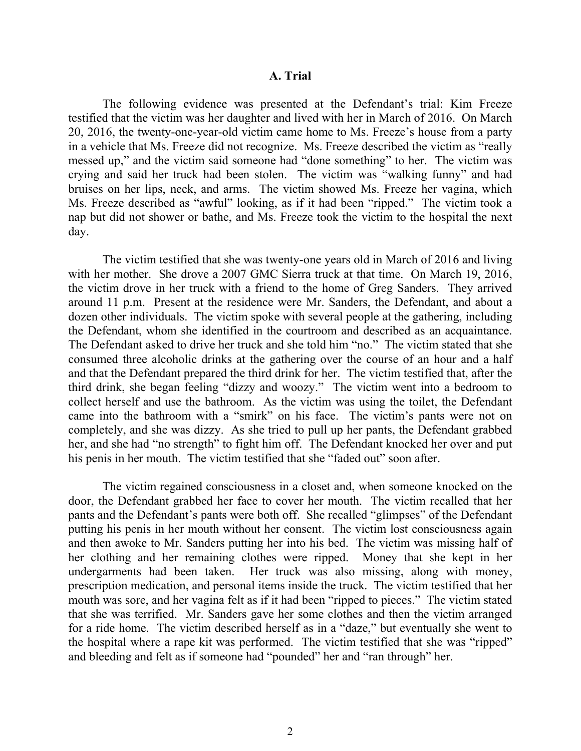**A. Trial**

The following evidence was presented at the Defendant's trial: Kim Freeze testified that the victim was her daughter and lived with her in March of 2016. On March 20, 2016, the twenty-one-year-old victim came home to Ms. Freeze's house from a party in a vehicle that Ms. Freeze did not recognize. Ms. Freeze described the victim as "really messed up," and the victim said someone had "done something" to her. The victim was crying and said her truck had been stolen. The victim was "walking funny" and had bruises on her lips, neck, and arms. The victim showed Ms. Freeze her vagina, which Ms. Freeze described as "awful" looking, as if it had been "ripped." The victim took a nap but did not shower or bathe, and Ms. Freeze took the victim to the hospital the next day.

The victim testified that she was twenty-one years old in March of 2016 and living with her mother. She drove a 2007 GMC Sierra truck at that time. On March 19, 2016, the victim drove in her truck with a friend to the home of Greg Sanders. They arrived around 11 p.m. Present at the residence were Mr. Sanders, the Defendant, and about a dozen other individuals. The victim spoke with several people at the gathering, including the Defendant, whom she identified in the courtroom and described as an acquaintance. The Defendant asked to drive her truck and she told him "no." The victim stated that she consumed three alcoholic drinks at the gathering over the course of an hour and a half and that the Defendant prepared the third drink for her. The victim testified that, after the third drink, she began feeling "dizzy and woozy." The victim went into a bedroom to collect herself and use the bathroom. As the victim was using the toilet, the Defendant came into the bathroom with a "smirk" on his face. The victim's pants were not on completely, and she was dizzy. As she tried to pull up her pants, the Defendant grabbed her, and she had "no strength" to fight him off. The Defendant knocked her over and put his penis in her mouth. The victim testified that she "faded out" soon after.

The victim regained consciousness in a closet and, when someone knocked on the door, the Defendant grabbed her face to cover her mouth. The victim recalled that her pants and the Defendant's pants were both off. She recalled "glimpses" of the Defendant putting his penis in her mouth without her consent. The victim lost consciousness again and then awoke to Mr. Sanders putting her into his bed. The victim was missing half of her clothing and her remaining clothes were ripped. Money that she kept in her undergarments had been taken. Her truck was also missing, along with money, prescription medication, and personal items inside the truck. The victim testified that her mouth was sore, and her vagina felt as if it had been "ripped to pieces." The victim stated that she was terrified. Mr. Sanders gave her some clothes and then the victim arranged for a ride home. The victim described herself as in a "daze," but eventually she went to the hospital where a rape kit was performed. The victim testified that she was "ripped" and bleeding and felt as if someone had "pounded" her and "ran through" her.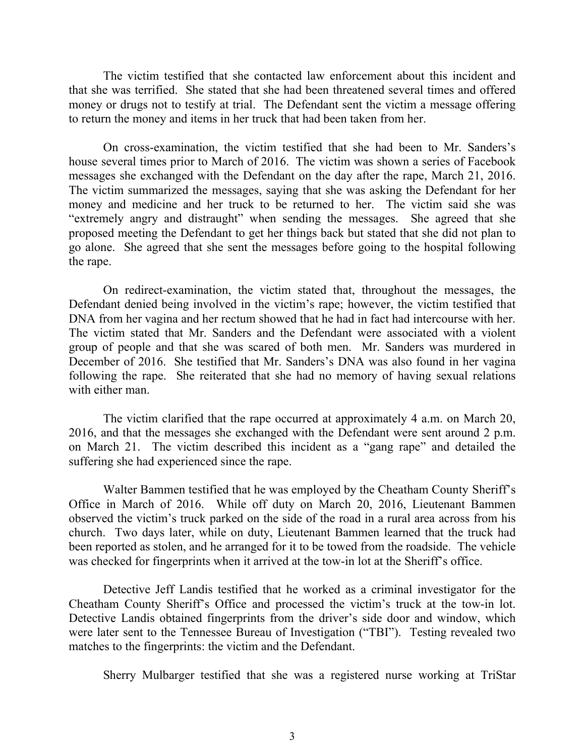The victim testified that she contacted law enforcement about this incident and that she was terrified. She stated that she had been threatened several times and offered money or drugs not to testify at trial. The Defendant sent the victim a message offering to return the money and items in her truck that had been taken from her.

On cross-examination, the victim testified that she had been to Mr. Sanders's house several times prior to March of 2016. The victim was shown a series of Facebook messages she exchanged with the Defendant on the day after the rape, March 21, 2016. The victim summarized the messages, saying that she was asking the Defendant for her money and medicine and her truck to be returned to her. The victim said she was "extremely angry and distraught" when sending the messages. She agreed that she proposed meeting the Defendant to get her things back but stated that she did not plan to go alone. She agreed that she sent the messages before going to the hospital following the rape.

On redirect-examination, the victim stated that, throughout the messages, the Defendant denied being involved in the victim's rape; however, the victim testified that DNA from her vagina and her rectum showed that he had in fact had intercourse with her. The victim stated that Mr. Sanders and the Defendant were associated with a violent group of people and that she was scared of both men. Mr. Sanders was murdered in December of 2016. She testified that Mr. Sanders's DNA was also found in her vagina following the rape. She reiterated that she had no memory of having sexual relations with either man.

The victim clarified that the rape occurred at approximately 4 a.m. on March 20, 2016, and that the messages she exchanged with the Defendant were sent around 2 p.m. on March 21. The victim described this incident as a "gang rape" and detailed the suffering she had experienced since the rape.

Walter Bammen testified that he was employed by the Cheatham County Sheriff's Office in March of 2016. While off duty on March 20, 2016, Lieutenant Bammen observed the victim's truck parked on the side of the road in a rural area across from his church. Two days later, while on duty, Lieutenant Bammen learned that the truck had been reported as stolen, and he arranged for it to be towed from the roadside. The vehicle was checked for fingerprints when it arrived at the tow-in lot at the Sheriff's office.

Detective Jeff Landis testified that he worked as a criminal investigator for the Cheatham County Sheriff's Office and processed the victim's truck at the tow-in lot. Detective Landis obtained fingerprints from the driver's side door and window, which were later sent to the Tennessee Bureau of Investigation ("TBI"). Testing revealed two matches to the fingerprints: the victim and the Defendant.

Sherry Mulbarger testified that she was a registered nurse working at TriStar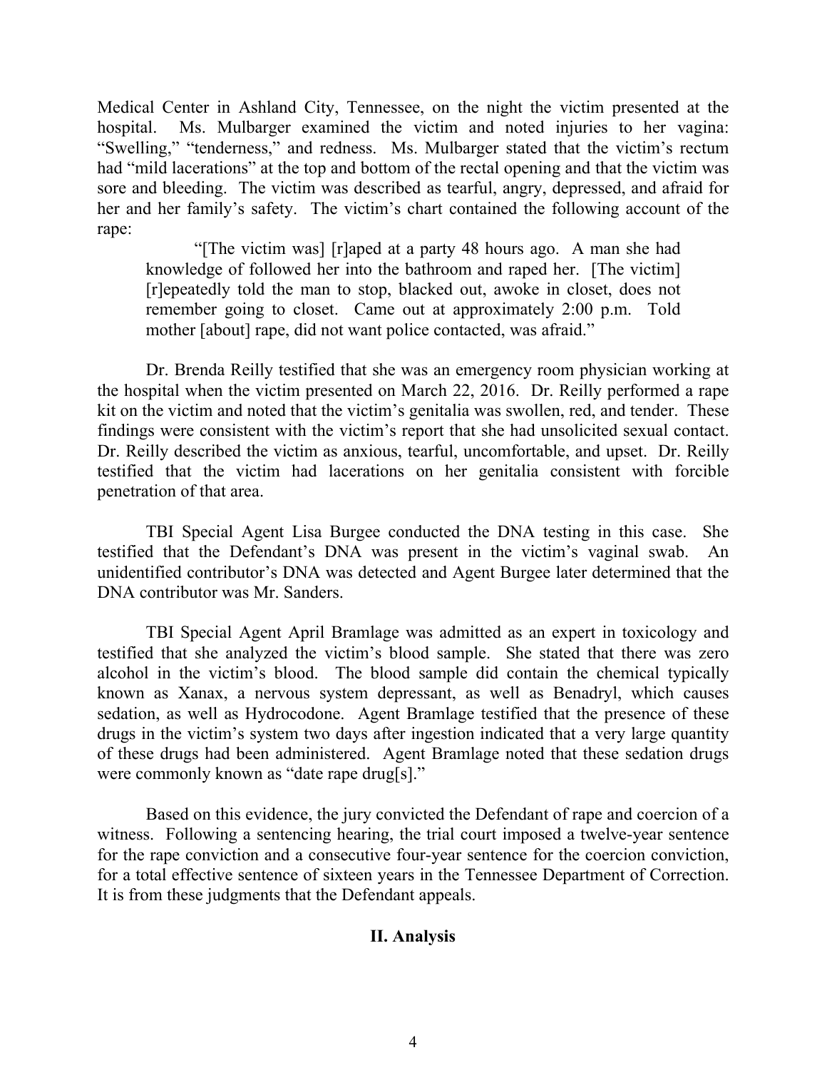Medical Center in Ashland City, Tennessee, on the night the victim presented at the hospital. Ms. Mulbarger examined the victim and noted injuries to her vagina: "Swelling," "tenderness," and redness. Ms. Mulbarger stated that the victim's rectum had "mild lacerations" at the top and bottom of the rectal opening and that the victim was sore and bleeding. The victim was described as tearful, angry, depressed, and afraid for her and her family's safety. The victim's chart contained the following account of the rape:

> "[The victim was] [r]aped at a party 48 hours ago. A man she had knowledge of followed her into the bathroom and raped her. [The victim] [r]epeatedly told the man to stop, blacked out, awoke in closet, does not remember going to closet. Came out at approximately 2:00 p.m. Told mother [about] rape, did not want police contacted, was afraid."

Dr. Brenda Reilly testified that she was an emergency room physician working at the hospital when the victim presented on March 22, 2016. Dr. Reilly performed a rape kit on the victim and noted that the victim's genitalia was swollen, red, and tender. These findings were consistent with the victim's report that she had unsolicited sexual contact. Dr. Reilly described the victim as anxious, tearful, uncomfortable, and upset. Dr. Reilly testified that the victim had lacerations on her genitalia consistent with forcible penetration of that area.

TBI Special Agent Lisa Burgee conducted the DNA testing in this case. She testified that the Defendant's DNA was present in the victim's vaginal swab. An unidentified contributor's DNA was detected and Agent Burgee later determined that the DNA contributor was Mr. Sanders.

TBI Special Agent April Bramlage was admitted as an expert in toxicology and testified that she analyzed the victim's blood sample. She stated that there was zero alcohol in the victim's blood. The blood sample did contain the chemical typically known as Xanax, a nervous system depressant, as well as Benadryl, which causes sedation, as well as Hydrocodone. Agent Bramlage testified that the presence of these drugs in the victim's system two days after ingestion indicated that a very large quantity of these drugs had been administered. Agent Bramlage noted that these sedation drugs were commonly known as "date rape drug[s]."

Based on this evidence, the jury convicted the Defendant of rape and coercion of a witness. Following a sentencing hearing, the trial court imposed a twelve-year sentence for the rape conviction and a consecutive four-year sentence for the coercion conviction, for a total effective sentence of sixteen years in the Tennessee Department of Correction. It is from these judgments that the Defendant appeals.

## II. Analysis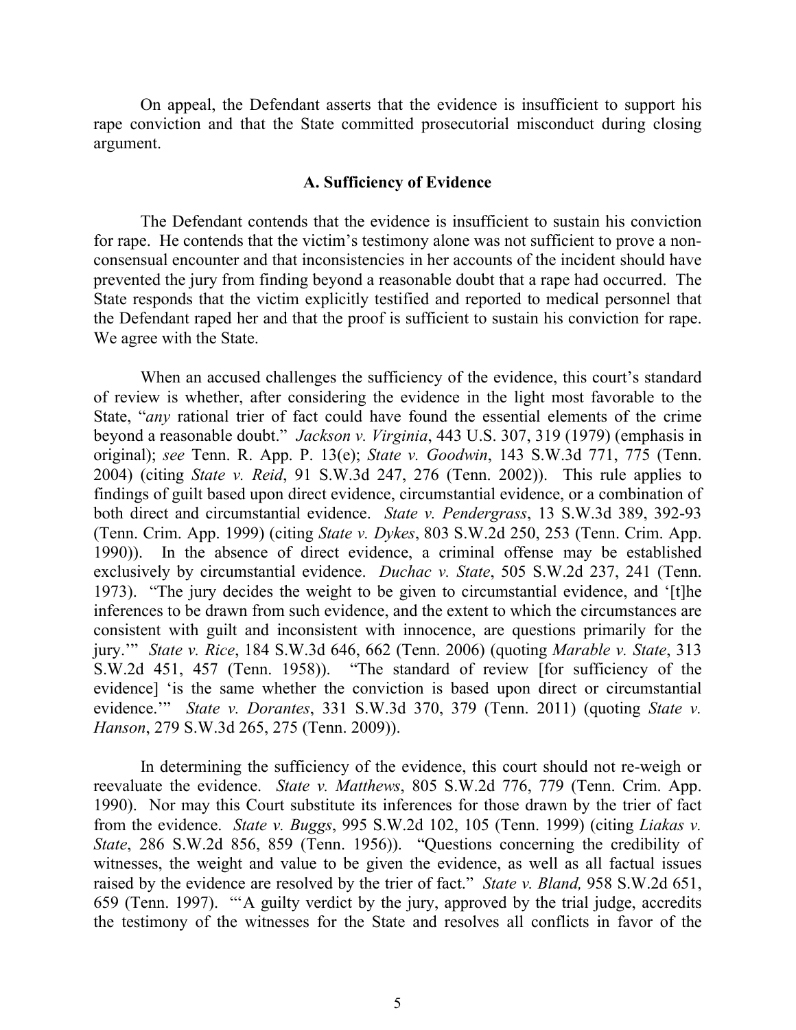On appeal, the Defendant asserts that the evidence is insufficient to support his rape conviction and that the State committed prosecutorial misconduct during closing argument.

### A. Sufficiency of Evidence

The Defendant contends that the evidence is insufficient to sustain his conviction for rape. He contends that the victim's testimony alone was not sufficient to prove a non-consensual encounter and that inconsistencies in her accounts of the incident should have prevented the jury from finding beyond a reasonable doubt that a rape had occurred. The State responds that the victim explicitly testified and reported to medical personnel that the Defendant raped her and that the proof is sufficient to sustain his conviction for rape. We agree with the State.

When an accused challenges the sufficiency of the evidence, this court's standard of review is whether, after considering the evidence in the light most favorable to the State, "*any* rational trier of fact could have found the essential elements of the crime beyond a reasonable doubt." *Jackson v. Virginia*, 443 U.S. 307, 319 (1979) (emphasis in original); *see* Tenn. R. App. P. 13(e); *State v. Goodwin*, 143 S.W.3d 771, 775 (Tenn. 2004) (citing *State v. Reid*, 91 S.W.3d 247, 276 (Tenn. 2002)). This rule applies to findings of guilt based upon direct evidence, circumstantial evidence, or a combination of both direct and circumstantial evidence. *State v. Pendergrass*, 13 S.W.3d 389, 392-93 (Tenn. Crim. App. 1999) (citing *State v. Dykes*, 803 S.W.2d 250, 253 (Tenn. Crim. App. 1990)). In the absence of direct evidence, a criminal offense may be established exclusively by circumstantial evidence. *Duchac v. State*, 505 S.W.2d 237, 241 (Tenn. 1973). "The jury decides the weight to be given to circumstantial evidence, and '[t]he inferences to be drawn from such evidence, and the extent to which the circumstances are consistent with guilt and inconsistent with innocence, are questions primarily for the jury.'" *State v. Rice*, 184 S.W.3d 646, 662 (Tenn. 2006) (quoting *Marable v. State*, 313 S.W.2d 451, 457 (Tenn. 1958)). "The standard of review [for sufficiency of the evidence] 'is the same whether the conviction is based upon direct or circumstantial evidence.'" *State v. Dorantes*, 331 S.W.3d 370, 379 (Tenn. 2011) (quoting *State v. Hanson*, 279 S.W.3d 265, 275 (Tenn. 2009)).

In determining the sufficiency of the evidence, this court should not re-weigh or reevaluate the evidence. *State v. Matthews*, 805 S.W.2d 776, 779 (Tenn. Crim. App. 1990). Nor may this Court substitute its inferences for those drawn by the trier of fact from the evidence. *State v. Buggs*, 995 S.W.2d 102, 105 (Tenn. 1999) (citing *Liakas v. State*, 286 S.W.2d 856, 859 (Tenn. 1956)). "Questions concerning the credibility of witnesses, the weight and value to be given the evidence, as well as all factual issues raised by the evidence are resolved by the trier of fact." *State v. Bland,* 958 S.W.2d 651, 659 (Tenn. 1997). "'A guilty verdict by the jury, approved by the trial judge, accredits the testimony of the witnesses for the State and resolves all conflicts in favor of the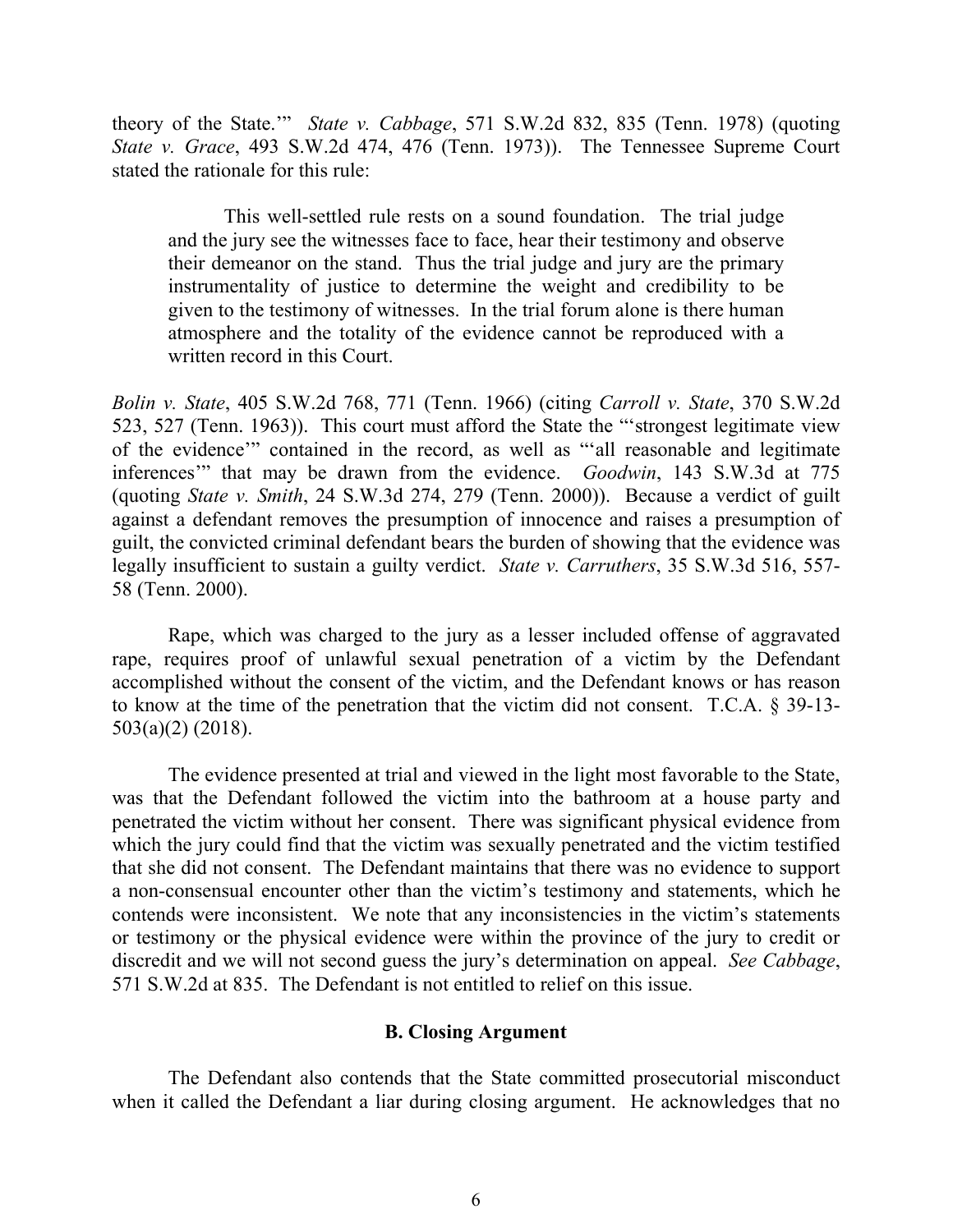theory of the State.'" *State v. Cabbage*, 571 S.W.2d 832, 835 (Tenn. 1978) (quoting *State v. Grace*, 493 S.W.2d 474, 476 (Tenn. 1973)). The Tennessee Supreme Court stated the rationale for this rule:

> This well-settled rule rests on a sound foundation. The trial judge and the jury see the witnesses face to face, hear their testimony and observe their demeanor on the stand. Thus the trial judge and jury are the primary instrumentality of justice to determine the weight and credibility to be given to the testimony of witnesses. In the trial forum alone is there human atmosphere and the totality of the evidence cannot be reproduced with a written record in this Court.

*Bolin v. State*, 405 S.W.2d 768, 771 (Tenn. 1966) (citing *Carroll v. State*, 370 S.W.2d 523, 527 (Tenn. 1963)). This court must afford the State the "'strongest legitimate view of the evidence'" contained in the record, as well as "'all reasonable and legitimate inferences'" that may be drawn from the evidence. *Goodwin*, 143 S.W.3d at 775 (quoting *State v. Smith*, 24 S.W.3d 274, 279 (Tenn. 2000)). Because a verdict of guilt against a defendant removes the presumption of innocence and raises a presumption of guilt, the convicted criminal defendant bears the burden of showing that the evidence was legally insufficient to sustain a guilty verdict. *State v. Carruthers*, 35 S.W.3d 516, 557-58 (Tenn. 2000).

Rape, which was charged to the jury as a lesser included offense of aggravated rape, requires proof of unlawful sexual penetration of a victim by the Defendant accomplished without the consent of the victim, and the Defendant knows or has reason to know at the time of the penetration that the victim did not consent. T.C.A. § 39-13-503(a)(2) (2018).

The evidence presented at trial and viewed in the light most favorable to the State, was that the Defendant followed the victim into the bathroom at a house party and penetrated the victim without her consent. There was significant physical evidence from which the jury could find that the victim was sexually penetrated and the victim testified that she did not consent. The Defendant maintains that there was no evidence to support a non-consensual encounter other than the victim's testimony and statements, which he contends were inconsistent. We note that any inconsistencies in the victim's statements or testimony or the physical evidence were within the province of the jury to credit or discredit and we will not second guess the jury's determination on appeal. *See Cabbage*, 571 S.W.2d at 835. The Defendant is not entitled to relief on this issue.

### B. Closing Argument

The Defendant also contends that the State committed prosecutorial misconduct when it called the Defendant a liar during closing argument. He acknowledges that no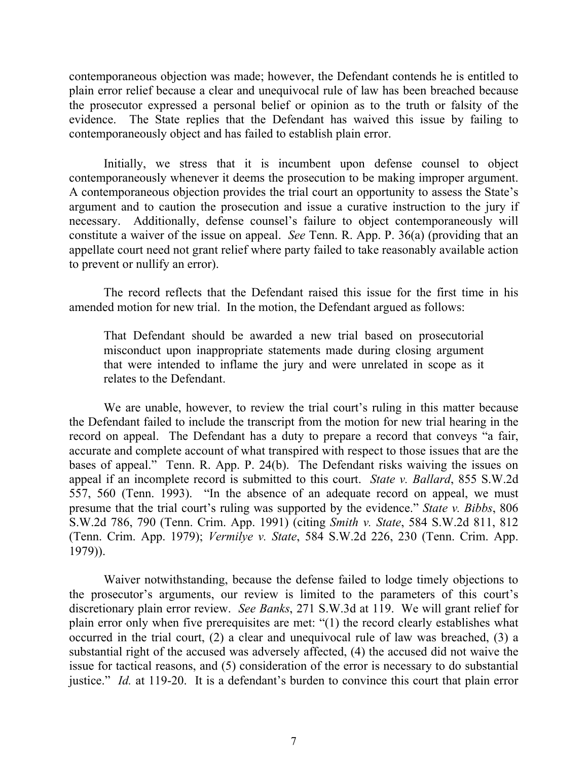contemporaneous objection was made; however, the Defendant contends he is entitled to plain error relief because a clear and unequivocal rule of law has been breached because the prosecutor expressed a personal belief or opinion as to the truth or falsity of the evidence. The State replies that the Defendant has waived this issue by failing to contemporaneously object and has failed to establish plain error.

Initially, we stress that it is incumbent upon defense counsel to object contemporaneously whenever it deems the prosecution to be making improper argument. A contemporaneous objection provides the trial court an opportunity to assess the State's argument and to caution the prosecution and issue a curative instruction to the jury if necessary. Additionally, defense counsel's failure to object contemporaneously will constitute a waiver of the issue on appeal. *See* Tenn. R. App. P. 36(a) (providing that an appellate court need not grant relief where party failed to take reasonably available action to prevent or nullify an error).

The record reflects that the Defendant raised this issue for the first time in his amended motion for new trial. In the motion, the Defendant argued as follows:

> That Defendant should be awarded a new trial based on prosecutorial misconduct upon inappropriate statements made during closing argument that were intended to inflame the jury and were unrelated in scope as it relates to the Defendant.

We are unable, however, to review the trial court's ruling in this matter because the Defendant failed to include the transcript from the motion for new trial hearing in the record on appeal. The Defendant has a duty to prepare a record that conveys "a fair, accurate and complete account of what transpired with respect to those issues that are the bases of appeal." Tenn. R. App. P. 24(b). The Defendant risks waiving the issues on appeal if an incomplete record is submitted to this court. *State v. Ballard*, 855 S.W.2d 557, 560 (Tenn. 1993). "In the absence of an adequate record on appeal, we must presume that the trial court's ruling was supported by the evidence." *State v. Bibbs*, 806 S.W.2d 786, 790 (Tenn. Crim. App. 1991) (citing *Smith v. State*, 584 S.W.2d 811, 812 (Tenn. Crim. App. 1979); *Vermilye v. State*, 584 S.W.2d 226, 230 (Tenn. Crim. App. 1979)).

Waiver notwithstanding, because the defense failed to lodge timely objections to the prosecutor's arguments, our review is limited to the parameters of this court's discretionary plain error review. *See Banks*, 271 S.W.3d at 119. We will grant relief for plain error only when five prerequisites are met: "(1) the record clearly establishes what occurred in the trial court, (2) a clear and unequivocal rule of law was breached, (3) a substantial right of the accused was adversely affected, (4) the accused did not waive the issue for tactical reasons, and (5) consideration of the error is necessary to do substantial justice." *Id.* at 119-20. It is a defendant's burden to convince this court that plain error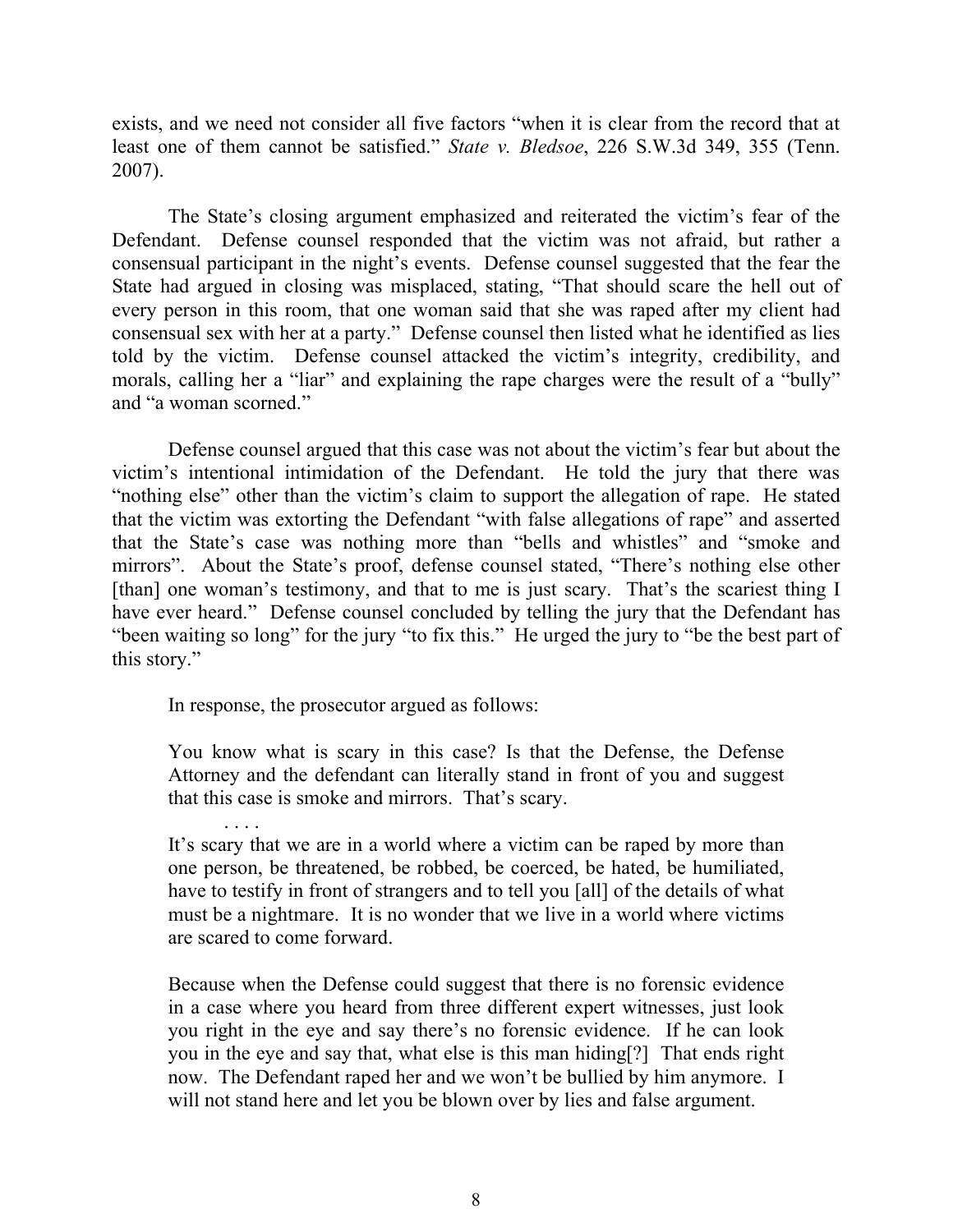exists, and we need not consider all five factors "when it is clear from the record that at least one of them cannot be satisfied." *State v. Bledsoe*, 226 S.W.3d 349, 355 (Tenn. 2007).

The State's closing argument emphasized and reiterated the victim's fear of the Defendant. Defense counsel responded that the victim was not afraid, but rather a consensual participant in the night's events. Defense counsel suggested that the fear the State had argued in closing was misplaced, stating, "That should scare the hell out of every person in this room, that one woman said that she was raped after my client had consensual sex with her at a party." Defense counsel then listed what he identified as lies told by the victim. Defense counsel attacked the victim's integrity, credibility, and morals, calling her a "liar" and explaining the rape charges were the result of a "bully" and "a woman scorned."

Defense counsel argued that this case was not about the victim's fear but about the victim's intentional intimidation of the Defendant. He told the jury that there was "nothing else" other than the victim's claim to support the allegation of rape. He stated that the victim was extorting the Defendant "with false allegations of rape" and asserted that the State's case was nothing more than "bells and whistles" and "smoke and mirrors". About the State's proof, defense counsel stated, "There's nothing else other [than] one woman's testimony, and that to me is just scary. That's the scariest thing I have ever heard." Defense counsel concluded by telling the jury that the Defendant has "been waiting so long" for the jury "to fix this." He urged the jury to "be the best part of this story."

In response, the prosecutor argued as follows:

> You know what is scary in this case? Is that the Defense, the Defense Attorney and the defendant can literally stand in front of you and suggest that this case is smoke and mirrors. That's scary.
>
> . . . .
>
> It's scary that we are in a world where a victim can be raped by more than one person, be threatened, be robbed, be coerced, be hated, be humiliated, have to testify in front of strangers and to tell you [all] of the details of what must be a nightmare. It is no wonder that we live in a world where victims are scared to come forward.
>
> Because when the Defense could suggest that there is no forensic evidence in a case where you heard from three different expert witnesses, just look you right in the eye and say there's no forensic evidence. If he can look you in the eye and say that, what else is this man hiding[?] That ends right now. The Defendant raped her and we won't be bullied by him anymore. I will not stand here and let you be blown over by lies and false argument.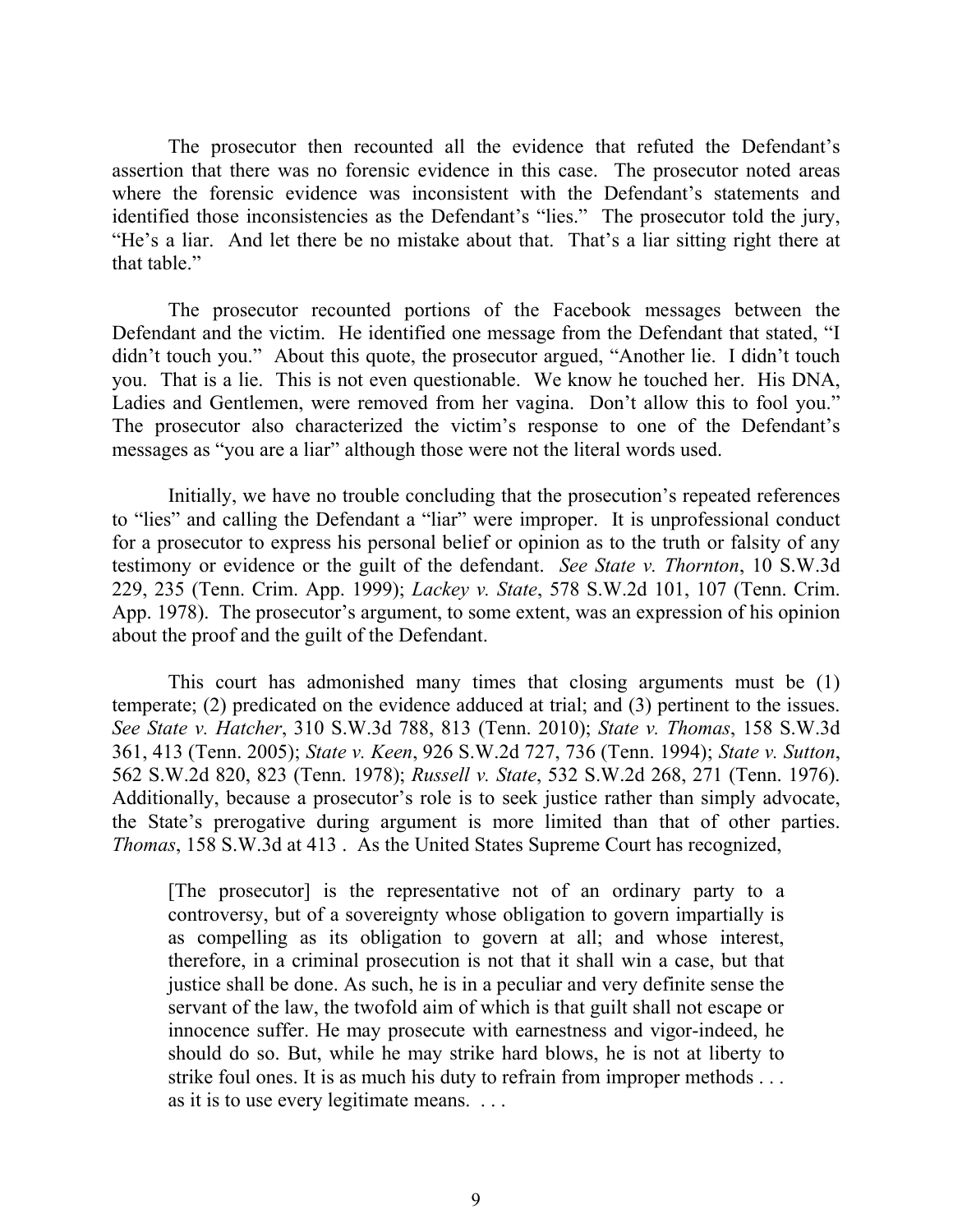The prosecutor then recounted all the evidence that refuted the Defendant's assertion that there was no forensic evidence in this case. The prosecutor noted areas where the forensic evidence was inconsistent with the Defendant's statements and identified those inconsistencies as the Defendant's "lies." The prosecutor told the jury, "He's a liar. And let there be no mistake about that. That's a liar sitting right there at that table."

The prosecutor recounted portions of the Facebook messages between the Defendant and the victim. He identified one message from the Defendant that stated, "I didn't touch you." About this quote, the prosecutor argued, "Another lie. I didn't touch you. That is a lie. This is not even questionable. We know he touched her. His DNA, Ladies and Gentlemen, were removed from her vagina. Don't allow this to fool you." The prosecutor also characterized the victim's response to one of the Defendant's messages as "you are a liar" although those were not the literal words used.

Initially, we have no trouble concluding that the prosecution's repeated references to "lies" and calling the Defendant a "liar" were improper. It is unprofessional conduct for a prosecutor to express his personal belief or opinion as to the truth or falsity of any testimony or evidence or the guilt of the defendant. *See State v. Thornton*, 10 S.W.3d 229, 235 (Tenn. Crim. App. 1999); *Lackey v. State*, 578 S.W.2d 101, 107 (Tenn. Crim. App. 1978). The prosecutor's argument, to some extent, was an expression of his opinion about the proof and the guilt of the Defendant.

This court has admonished many times that closing arguments must be (1) temperate; (2) predicated on the evidence adduced at trial; and (3) pertinent to the issues. *See State v. Hatcher*, 310 S.W.3d 788, 813 (Tenn. 2010); *State v. Thomas*, 158 S.W.3d 361, 413 (Tenn. 2005); *State v. Keen*, 926 S.W.2d 727, 736 (Tenn. 1994); *State v. Sutton*, 562 S.W.2d 820, 823 (Tenn. 1978); *Russell v. State*, 532 S.W.2d 268, 271 (Tenn. 1976). Additionally, because a prosecutor's role is to seek justice rather than simply advocate, the State's prerogative during argument is more limited than that of other parties. *Thomas*, 158 S.W.3d at 413 . As the United States Supreme Court has recognized,

> [The prosecutor] is the representative not of an ordinary party to a controversy, but of a sovereignty whose obligation to govern impartially is as compelling as its obligation to govern at all; and whose interest, therefore, in a criminal prosecution is not that it shall win a case, but that justice shall be done. As such, he is in a peculiar and very definite sense the servant of the law, the twofold aim of which is that guilt shall not escape or innocence suffer. He may prosecute with earnestness and vigor-indeed, he should do so. But, while he may strike hard blows, he is not at liberty to strike foul ones. It is as much his duty to refrain from improper methods . . . as it is to use every legitimate means. . . .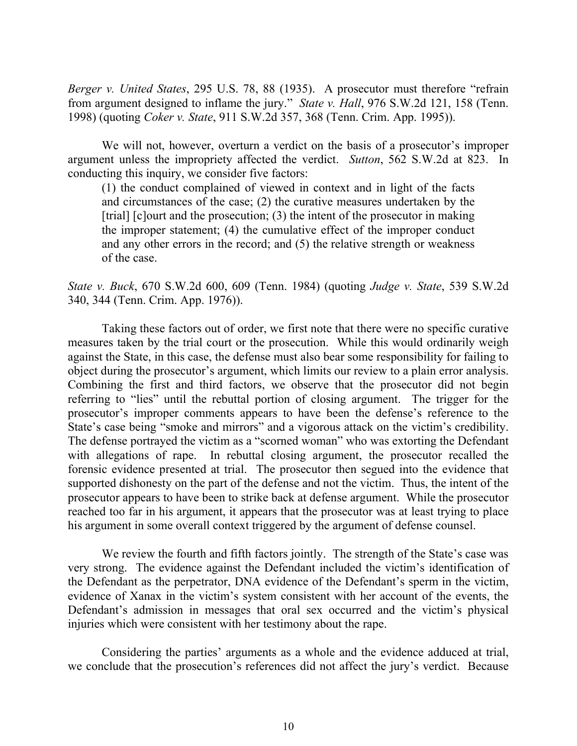*Berger v. United States*, 295 U.S. 78, 88 (1935). A prosecutor must therefore "refrain from argument designed to inflame the jury." *State v. Hall*, 976 S.W.2d 121, 158 (Tenn. 1998) (quoting *Coker v. State*, 911 S.W.2d 357, 368 (Tenn. Crim. App. 1995)).

We will not, however, overturn a verdict on the basis of a prosecutor's improper argument unless the impropriety affected the verdict. *Sutton*, 562 S.W.2d at 823. In conducting this inquiry, we consider five factors:

> (1) the conduct complained of viewed in context and in light of the facts and circumstances of the case; (2) the curative measures undertaken by the [trial] [c]ourt and the prosecution; (3) the intent of the prosecutor in making the improper statement; (4) the cumulative effect of the improper conduct and any other errors in the record; and (5) the relative strength or weakness of the case.

*State v. Buck*, 670 S.W.2d 600, 609 (Tenn. 1984) (quoting *Judge v. State*, 539 S.W.2d 340, 344 (Tenn. Crim. App. 1976)).

Taking these factors out of order, we first note that there were no specific curative measures taken by the trial court or the prosecution. While this would ordinarily weigh against the State, in this case, the defense must also bear some responsibility for failing to object during the prosecutor's argument, which limits our review to a plain error analysis. Combining the first and third factors, we observe that the prosecutor did not begin referring to "lies" until the rebuttal portion of closing argument. The trigger for the prosecutor's improper comments appears to have been the defense's reference to the State's case being "smoke and mirrors" and a vigorous attack on the victim's credibility. The defense portrayed the victim as a "scorned woman" who was extorting the Defendant with allegations of rape. In rebuttal closing argument, the prosecutor recalled the forensic evidence presented at trial. The prosecutor then segued into the evidence that supported dishonesty on the part of the defense and not the victim. Thus, the intent of the prosecutor appears to have been to strike back at defense argument. While the prosecutor reached too far in his argument, it appears that the prosecutor was at least trying to place his argument in some overall context triggered by the argument of defense counsel.

We review the fourth and fifth factors jointly. The strength of the State's case was very strong. The evidence against the Defendant included the victim's identification of the Defendant as the perpetrator, DNA evidence of the Defendant's sperm in the victim, evidence of Xanax in the victim's system consistent with her account of the events, the Defendant's admission in messages that oral sex occurred and the victim's physical injuries which were consistent with her testimony about the rape.

Considering the parties' arguments as a whole and the evidence adduced at trial, we conclude that the prosecution's references did not affect the jury's verdict. Because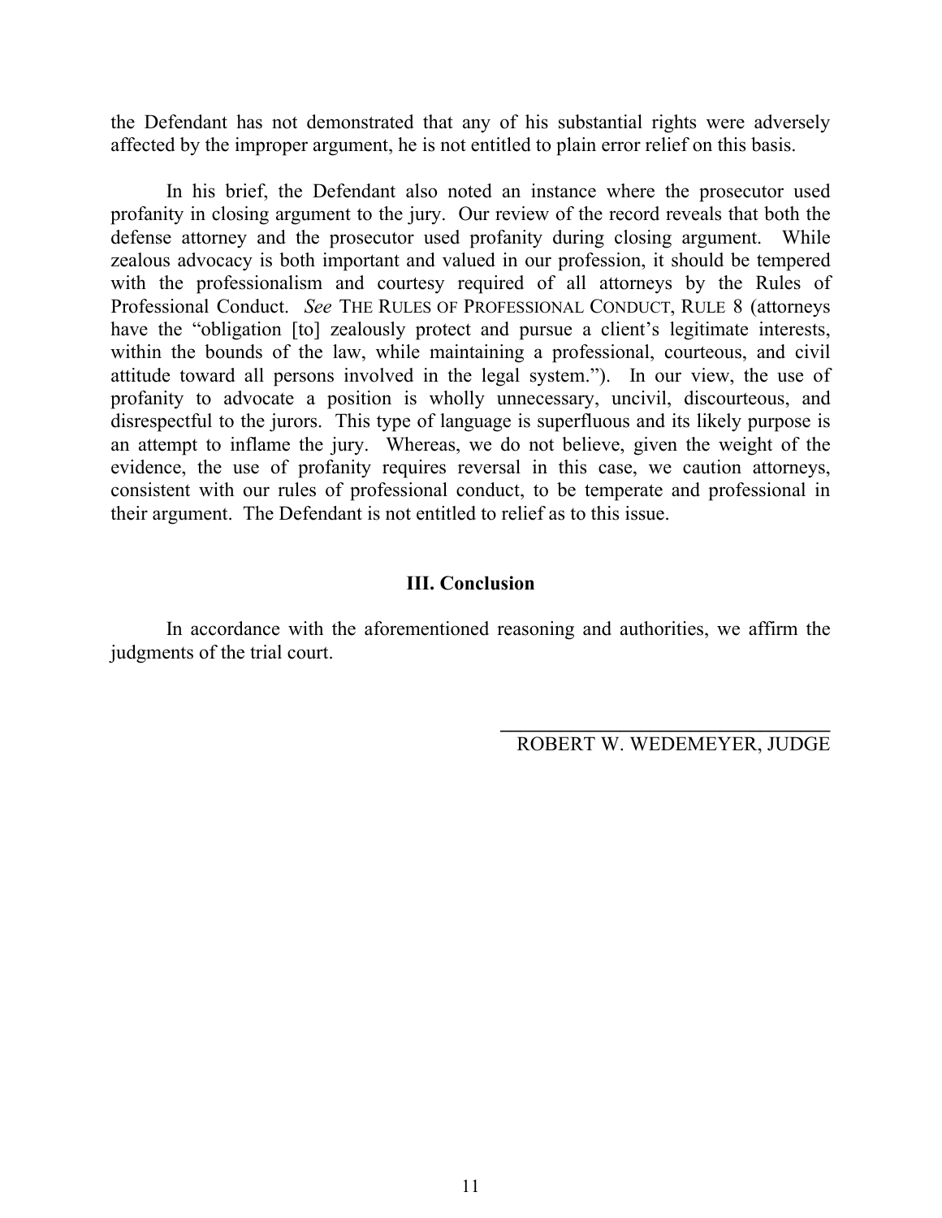the Defendant has not demonstrated that any of his substantial rights were adversely affected by the improper argument, he is not entitled to plain error relief on this basis.

In his brief, the Defendant also noted an instance where the prosecutor used profanity in closing argument to the jury. Our review of the record reveals that both the defense attorney and the prosecutor used profanity during closing argument. While zealous advocacy is both important and valued in our profession, it should be tempered with the professionalism and courtesy required of all attorneys by the Rules of Professional Conduct. *See* THE RULES OF PROFESSIONAL CONDUCT, RULE 8 (attorneys have the "obligation [to] zealously protect and pursue a client's legitimate interests, within the bounds of the law, while maintaining a professional, courteous, and civil attitude toward all persons involved in the legal system."). In our view, the use of profanity to advocate a position is wholly unnecessary, uncivil, discourteous, and disrespectful to the jurors. This type of language is superfluous and its likely purpose is an attempt to inflame the jury. Whereas, we do not believe, given the weight of the evidence, the use of profanity requires reversal in this case, we caution attorneys, consistent with our rules of professional conduct, to be temperate and professional in their argument. The Defendant is not entitled to relief as to this issue.

## III. Conclusion

In accordance with the aforementioned reasoning and authorities, we affirm the judgments of the trial court.

ROBERT W. WEDEMEYER, JUDGE